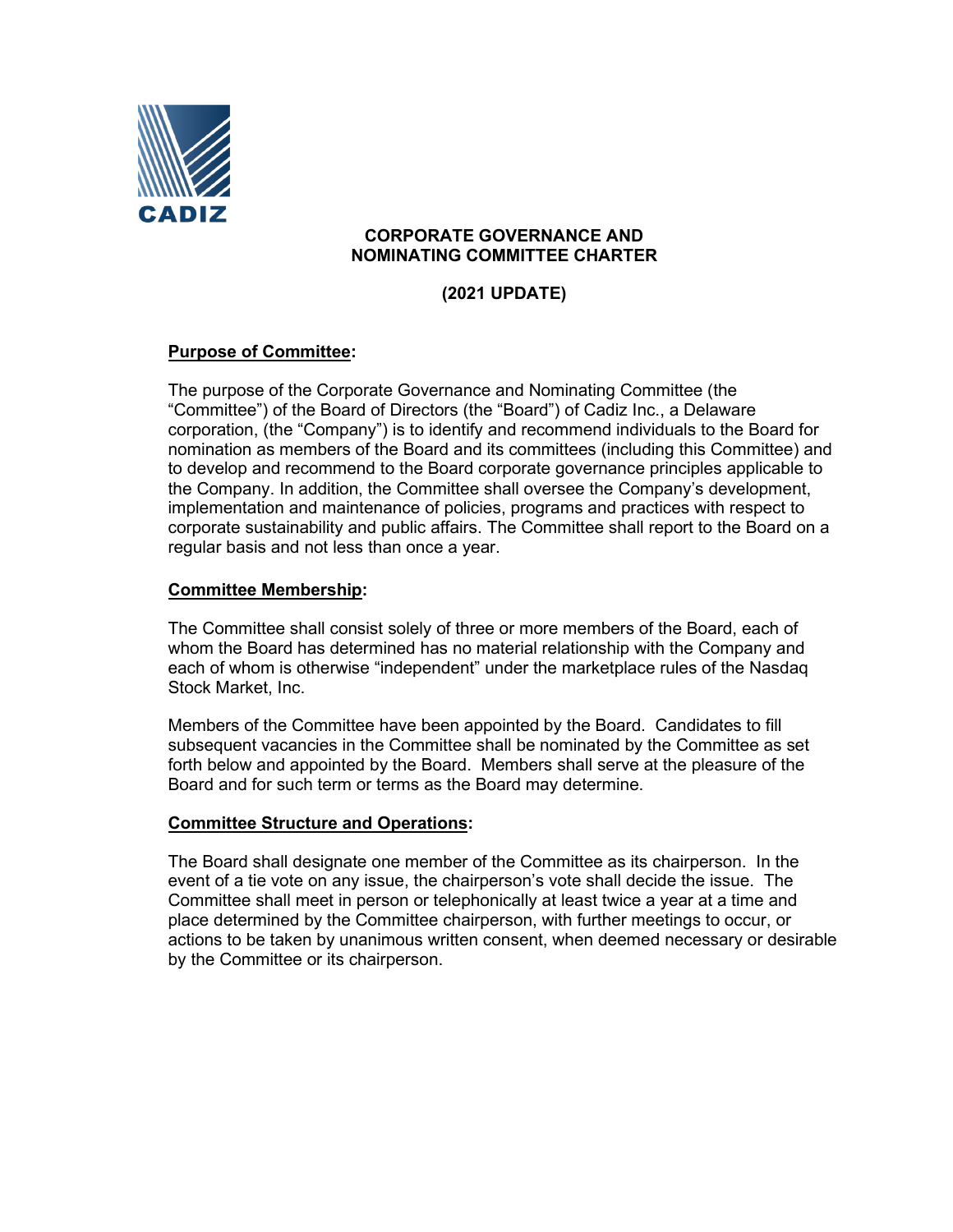CADIZ

# CORPORATE GOVERNANCE AND NOMINATING COMMITTEE CHARTER

## (2021 UPDATE)

**Purpose of Committee:**

The purpose of the Corporate Governance and Nominating Committee (the "Committee") of the Board of Directors (the "Board") of Cadiz Inc., a Delaware corporation, (the "Company") is to identify and recommend individuals to the Board for nomination as members of the Board and its committees (including this Committee) and to develop and recommend to the Board corporate governance principles applicable to the Company. In addition, the Committee shall oversee the Company's development, implementation and maintenance of policies, programs and practices with respect to corporate sustainability and public affairs. The Committee shall report to the Board on a regular basis and not less than once a year.

**Committee Membership:**

The Committee shall consist solely of three or more members of the Board, each of whom the Board has determined has no material relationship with the Company and each of whom is otherwise "independent" under the marketplace rules of the Nasdaq Stock Market, Inc.

Members of the Committee have been appointed by the Board. Candidates to fill subsequent vacancies in the Committee shall be nominated by the Committee as set forth below and appointed by the Board. Members shall serve at the pleasure of the Board and for such term or terms as the Board may determine.

**Committee Structure and Operations:**

The Board shall designate one member of the Committee as its chairperson. In the event of a tie vote on any issue, the chairperson's vote shall decide the issue. The Committee shall meet in person or telephonically at least twice a year at a time and place determined by the Committee chairperson, with further meetings to occur, or actions to be taken by unanimous written consent, when deemed necessary or desirable by the Committee or its chairperson.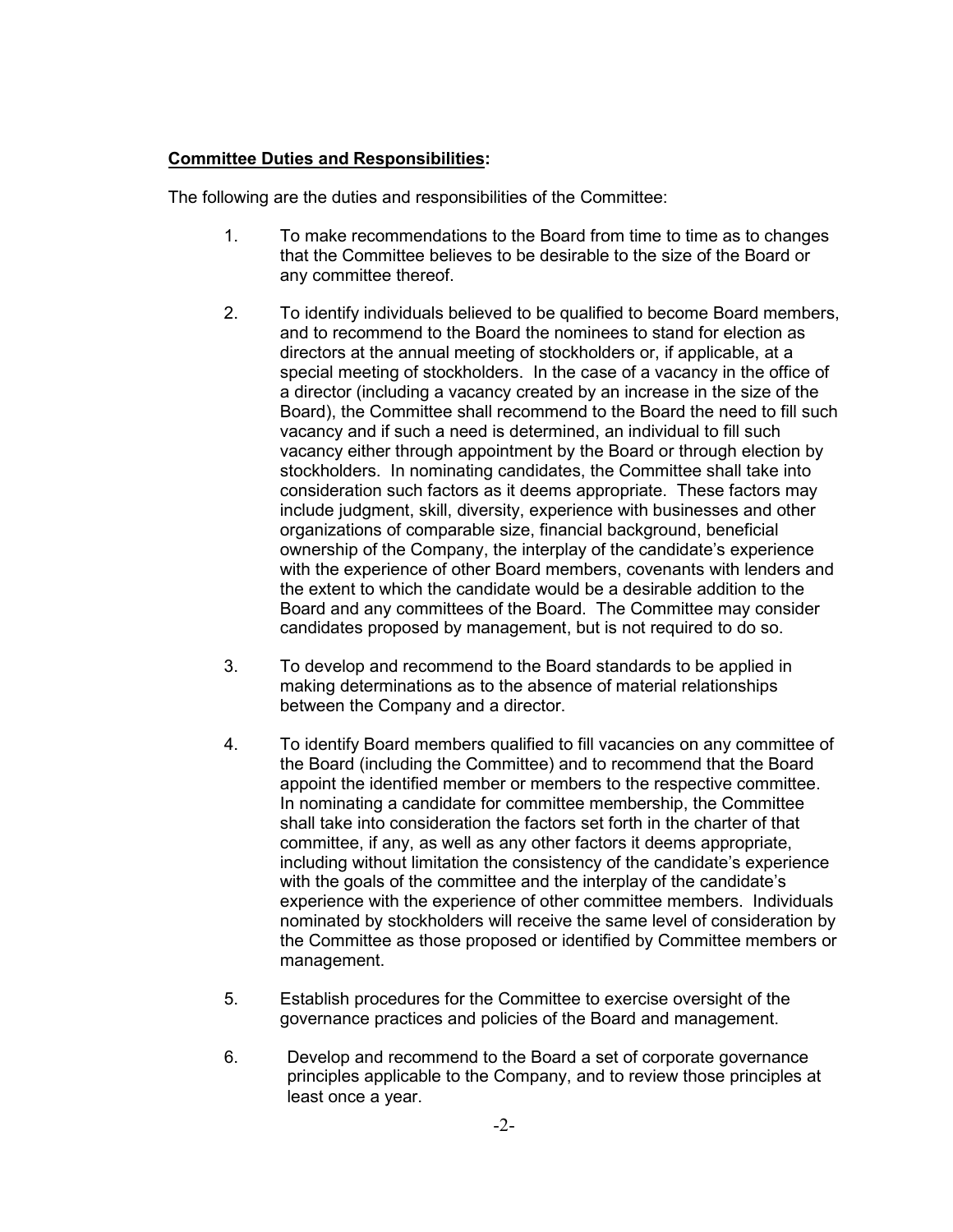**Committee Duties and Responsibilities:**

The following are the duties and responsibilities of the Committee:

1. To make recommendations to the Board from time to time as to changes that the Committee believes to be desirable to the size of the Board or any committee thereof.

2. To identify individuals believed to be qualified to become Board members, and to recommend to the Board the nominees to stand for election as directors at the annual meeting of stockholders or, if applicable, at a special meeting of stockholders. In the case of a vacancy in the office of a director (including a vacancy created by an increase in the size of the Board), the Committee shall recommend to the Board the need to fill such vacancy and if such a need is determined, an individual to fill such vacancy either through appointment by the Board or through election by stockholders. In nominating candidates, the Committee shall take into consideration such factors as it deems appropriate. These factors may include judgment, skill, diversity, experience with businesses and other organizations of comparable size, financial background, beneficial ownership of the Company, the interplay of the candidate's experience with the experience of other Board members, covenants with lenders and the extent to which the candidate would be a desirable addition to the Board and any committees of the Board. The Committee may consider candidates proposed by management, but is not required to do so.

3. To develop and recommend to the Board standards to be applied in making determinations as to the absence of material relationships between the Company and a director.

4. To identify Board members qualified to fill vacancies on any committee of the Board (including the Committee) and to recommend that the Board appoint the identified member or members to the respective committee. In nominating a candidate for committee membership, the Committee shall take into consideration the factors set forth in the charter of that committee, if any, as well as any other factors it deems appropriate, including without limitation the consistency of the candidate's experience with the goals of the committee and the interplay of the candidate's experience with the experience of other committee members. Individuals nominated by stockholders will receive the same level of consideration by the Committee as those proposed or identified by Committee members or management.

5. Establish procedures for the Committee to exercise oversight of the governance practices and policies of the Board and management.

6. Develop and recommend to the Board a set of corporate governance principles applicable to the Company, and to review those principles at least once a year.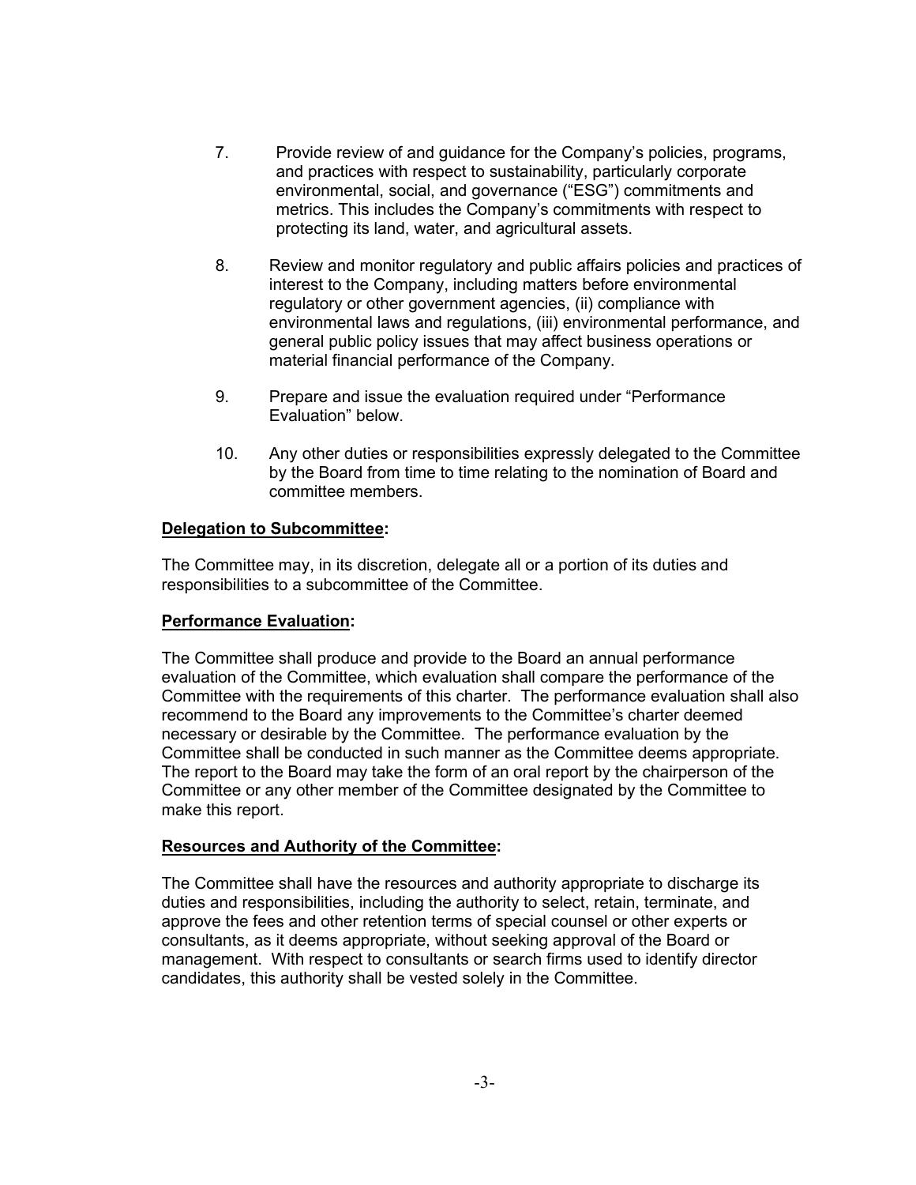7. Provide review of and guidance for the Company's policies, programs, and practices with respect to sustainability, particularly corporate environmental, social, and governance ("ESG") commitments and metrics. This includes the Company's commitments with respect to protecting its land, water, and agricultural assets.

8. Review and monitor regulatory and public affairs policies and practices of interest to the Company, including matters before environmental regulatory or other government agencies, (ii) compliance with environmental laws and regulations, (iii) environmental performance, and general public policy issues that may affect business operations or material financial performance of the Company.

9. Prepare and issue the evaluation required under "Performance Evaluation" below.

10. Any other duties or responsibilities expressly delegated to the Committee by the Board from time to time relating to the nomination of Board and committee members.

**Delegation to Subcommittee:**

The Committee may, in its discretion, delegate all or a portion of its duties and responsibilities to a subcommittee of the Committee.

**Performance Evaluation:**

The Committee shall produce and provide to the Board an annual performance evaluation of the Committee, which evaluation shall compare the performance of the Committee with the requirements of this charter. The performance evaluation shall also recommend to the Board any improvements to the Committee's charter deemed necessary or desirable by the Committee. The performance evaluation by the Committee shall be conducted in such manner as the Committee deems appropriate. The report to the Board may take the form of an oral report by the chairperson of the Committee or any other member of the Committee designated by the Committee to make this report.

**Resources and Authority of the Committee:**

The Committee shall have the resources and authority appropriate to discharge its duties and responsibilities, including the authority to select, retain, terminate, and approve the fees and other retention terms of special counsel or other experts or consultants, as it deems appropriate, without seeking approval of the Board or management. With respect to consultants or search firms used to identify director candidates, this authority shall be vested solely in the Committee.